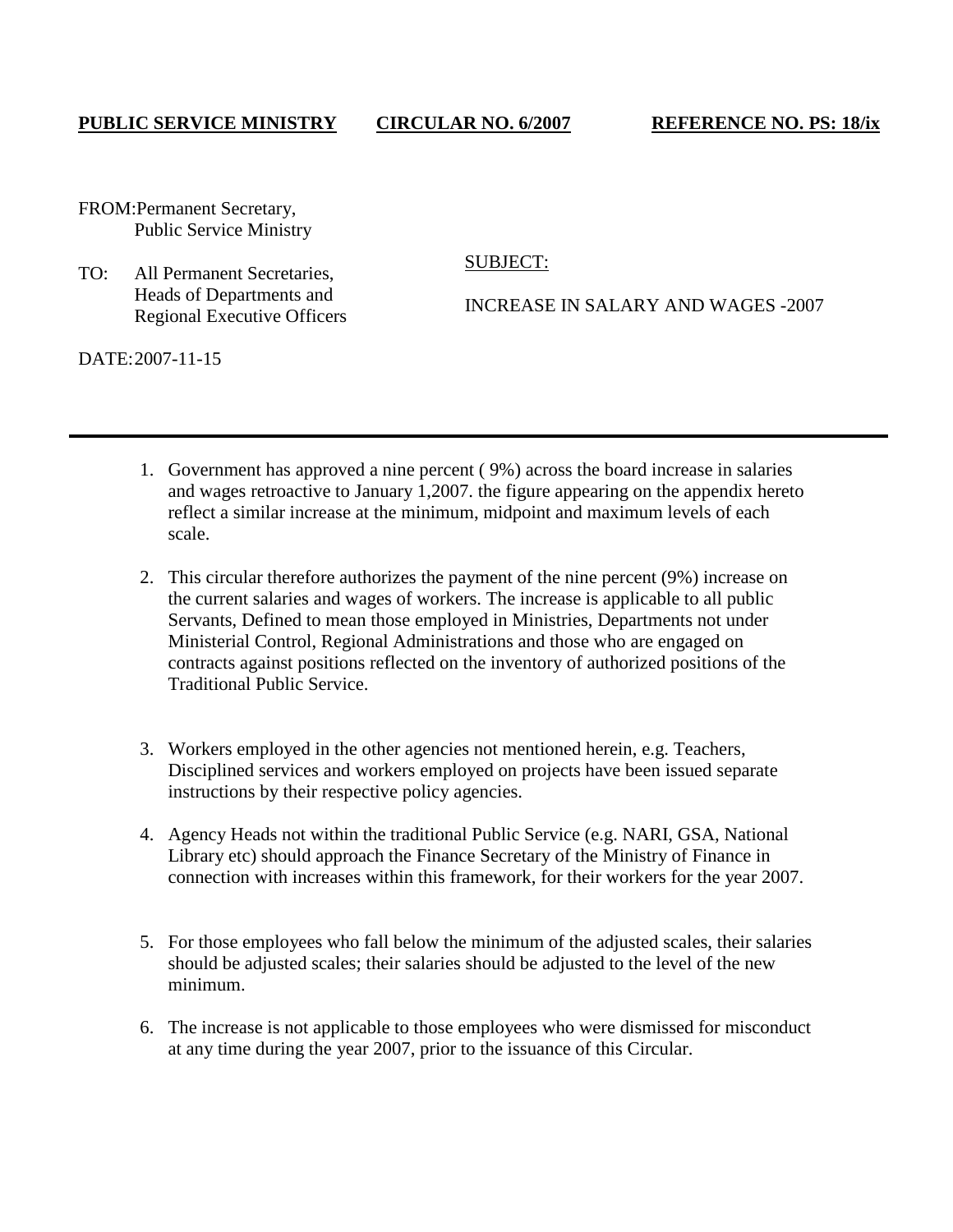**PUBLIC SERVICE MINISTRY** **CIRCULAR NO. 6/2007** **REFERENCE NO. PS: 18/ix**

FROM: Permanent Secretary,
Public Service Ministry

TO: All Permanent Secretaries,
Heads of Departments and
Regional Executive Officers

SUBJECT:

INCREASE IN SALARY AND WAGES -2007

DATE: 2007-11-15

---

1. Government has approved a nine percent ( 9%) across the board increase in salaries and wages retroactive to January 1,2007. the figure appearing on the appendix hereto reflect a similar increase at the minimum, midpoint and maximum levels of each scale.

2. This circular therefore authorizes the payment of the nine percent (9%) increase on the current salaries and wages of workers. The increase is applicable to all public Servants, Defined to mean those employed in Ministries, Departments not under Ministerial Control, Regional Administrations and those who are engaged on contracts against positions reflected on the inventory of authorized positions of the Traditional Public Service.

3. Workers employed in the other agencies not mentioned herein, e.g. Teachers, Disciplined services and workers employed on projects have been issued separate instructions by their respective policy agencies.

4. Agency Heads not within the traditional Public Service (e.g. NARI, GSA, National Library etc) should approach the Finance Secretary of the Ministry of Finance in connection with increases within this framework, for their workers for the year 2007.

5. For those employees who fall below the minimum of the adjusted scales, their salaries should be adjusted scales; their salaries should be adjusted to the level of the new minimum.

6. The increase is not applicable to those employees who were dismissed for misconduct at any time during the year 2007, prior to the issuance of this Circular.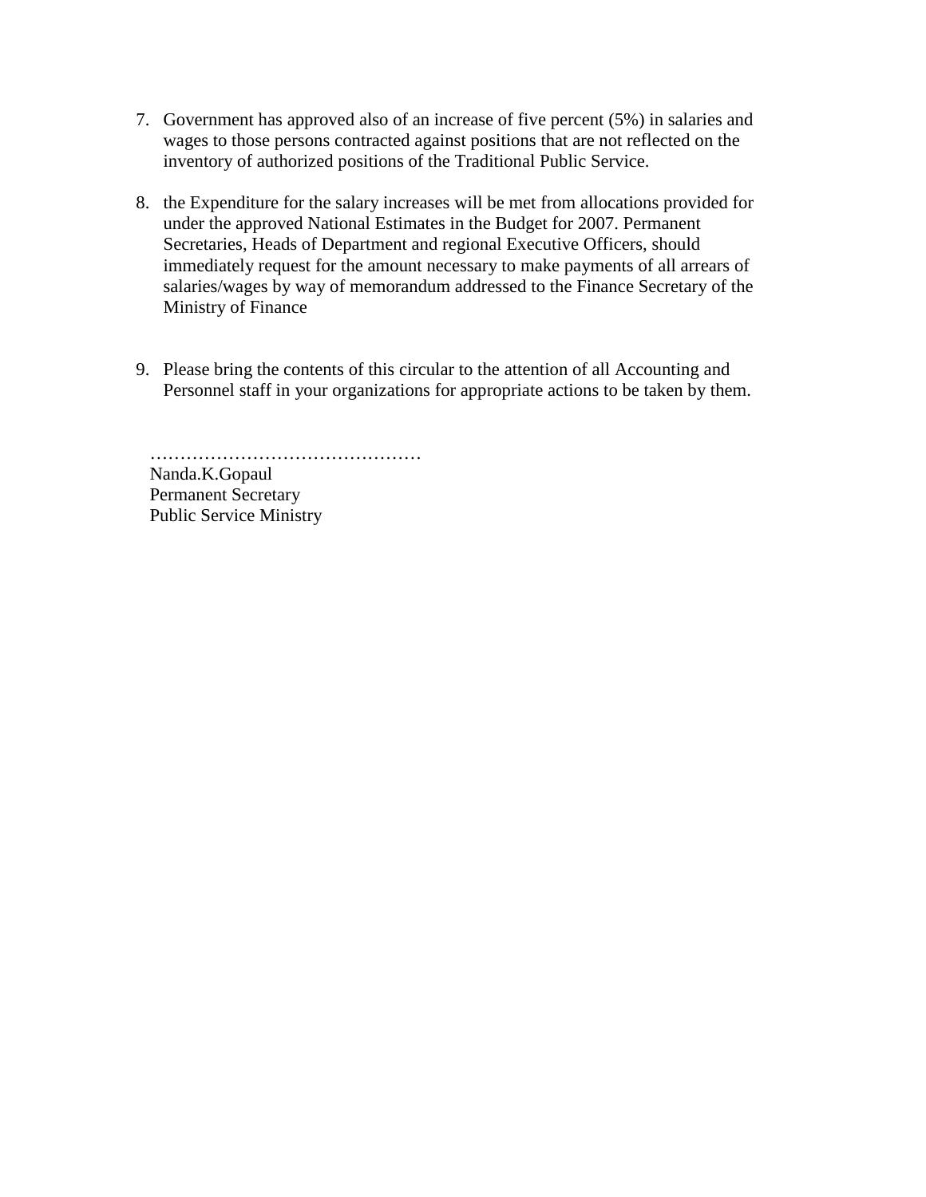7. Government has approved also of an increase of five percent (5%) in salaries and wages to those persons contracted against positions that are not reflected on the inventory of authorized positions of the Traditional Public Service.

8. the Expenditure for the salary increases will be met from allocations provided for under the approved National Estimates in the Budget for 2007. Permanent Secretaries, Heads of Department and regional Executive Officers, should immediately request for the amount necessary to make payments of all arrears of salaries/wages by way of memorandum addressed to the Finance Secretary of the Ministry of Finance

9. Please bring the contents of this circular to the attention of all Accounting and Personnel staff in your organizations for appropriate actions to be taken by them.

………………………………………
Nanda.K.Gopaul
Permanent Secretary
Public Service Ministry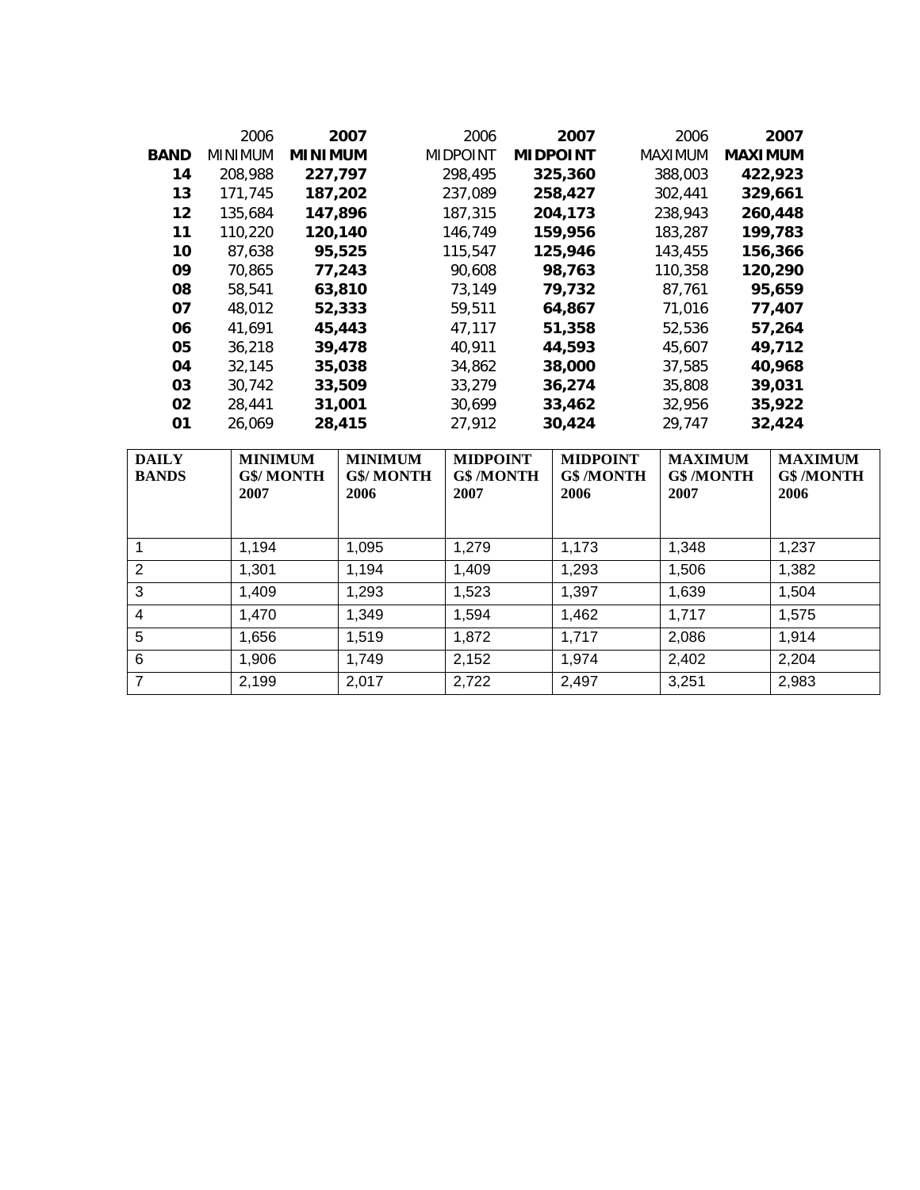| BAND | 2006 MINIMUM | **2007 MINIMUM** | 2006 MIDPOINT | **2007 MIDPOINT** | 2006 MAXIMUM | **2007 MAXIMUM** |
|---|---|---|---|---|---|---|
| **14** | 208,988 | **227,797** | 298,495 | **325,360** | 388,003 | **422,923** |
| **13** | 171,745 | **187,202** | 237,089 | **258,427** | 302,441 | **329,661** |
| **12** | 135,684 | **147,896** | 187,315 | **204,173** | 238,943 | **260,448** |
| **11** | 110,220 | **120,140** | 146,749 | **159,956** | 183,287 | **199,783** |
| **10** | 87,638 | **95,525** | 115,547 | **125,946** | 143,455 | **156,366** |
| **09** | 70,865 | **77,243** | 90,608 | **98,763** | 110,358 | **120,290** |
| **08** | 58,541 | **63,810** | 73,149 | **79,732** | 87,761 | **95,659** |
| **07** | 48,012 | **52,333** | 59,511 | **64,867** | 71,016 | **77,407** |
| **06** | 41,691 | **45,443** | 47,117 | **51,358** | 52,536 | **57,264** |
| **05** | 36,218 | **39,478** | 40,911 | **44,593** | 45,607 | **49,712** |
| **04** | 32,145 | **35,038** | 34,862 | **38,000** | 37,585 | **40,968** |
| **03** | 30,742 | **33,509** | 33,279 | **36,274** | 35,808 | **39,031** |
| **02** | 28,441 | **31,001** | 30,699 | **33,462** | 32,956 | **35,922** |
| **01** | 26,069 | **28,415** | 27,912 | **30,424** | 29,747 | **32,424** |

| **DAILY BANDS** | **MINIMUM G$/ MONTH 2007** | **MINIMUM G$/ MONTH 2006** | **MIDPOINT G$ /MONTH 2007** | **MIDPOINT G$ /MONTH 2006** | **MAXIMUM G$ /MONTH 2007** | **MAXIMUM G$ /MONTH 2006** |
|---|---|---|---|---|---|---|
| 1 | 1,194 | 1,095 | 1,279 | 1,173 | 1,348 | 1,237 |
| 2 | 1,301 | 1,194 | 1,409 | 1,293 | 1,506 | 1,382 |
| 3 | 1,409 | 1,293 | 1,523 | 1,397 | 1,639 | 1,504 |
| 4 | 1,470 | 1,349 | 1,594 | 1,462 | 1,717 | 1,575 |
| 5 | 1,656 | 1,519 | 1,872 | 1,717 | 2,086 | 1,914 |
| 6 | 1,906 | 1,749 | 2,152 | 1,974 | 2,402 | 2,204 |
| 7 | 2,199 | 2,017 | 2,722 | 2,497 | 3,251 | 2,983 |